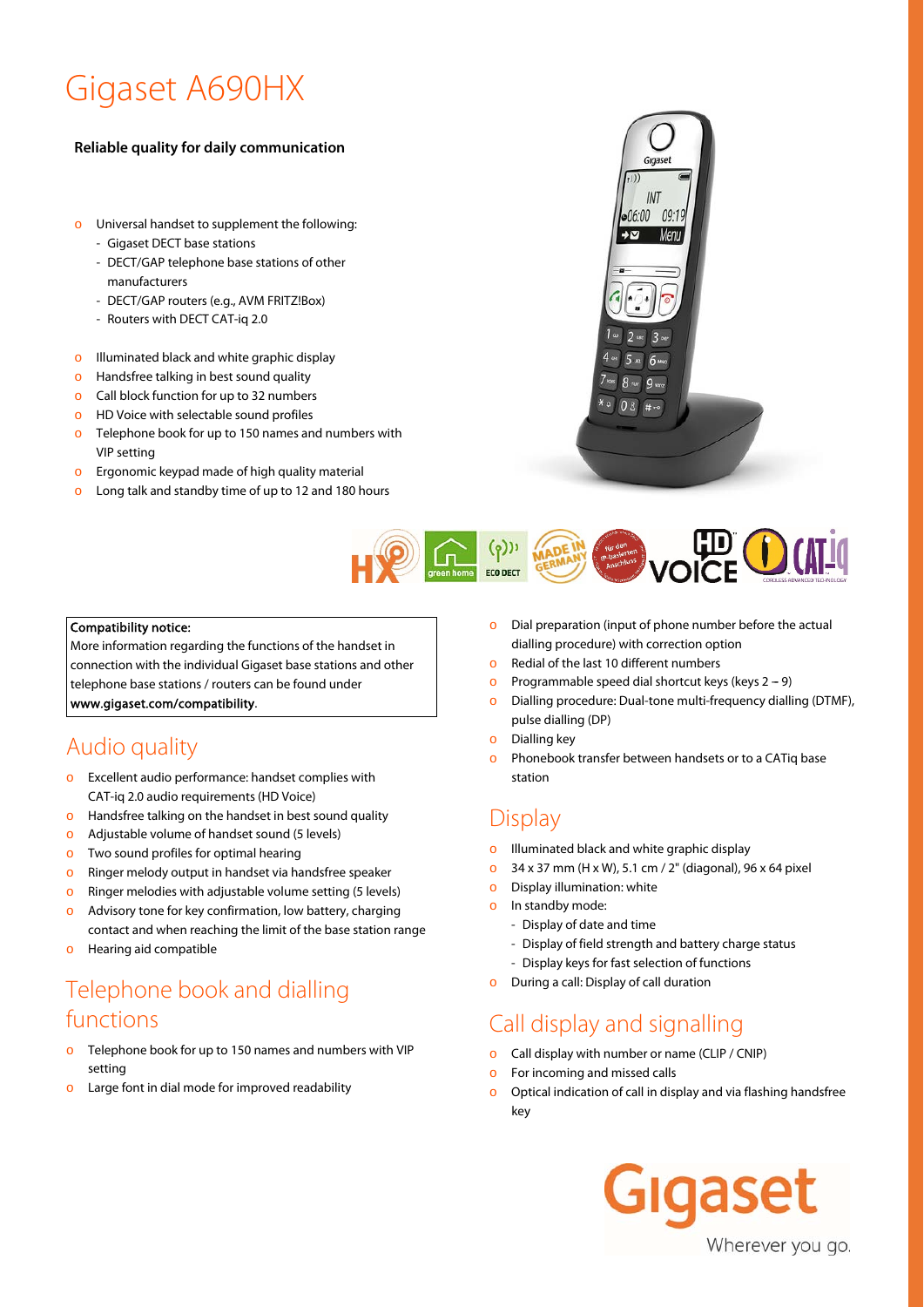# Gigaset A690HX

**Reliable quality for daily communication**

- Universal handset to supplement the following:
  - Gigaset DECT base stations
  - DECT/GAP telephone base stations of other manufacturers
  - DECT/GAP routers (e.g., AVM FRITZ!Box)
  - Routers with DECT CAT-iq 2.0
- Illuminated black and white graphic display
- Handsfree talking in best sound quality
- Call block function for up to 32 numbers
- HD Voice with selectable sound profiles
- Telephone book for up to 150 names and numbers with VIP setting
- Ergonomic keypad made of high quality material
- Long talk and standby time of up to 12 and 180 hours

**Compatibility notice:**
More information regarding the functions of the handset in connection with the individual Gigaset base stations and other telephone base stations / routers can be found under **www.gigaset.com/compatibility**.

## Audio quality

- Excellent audio performance: handset complies with CAT-iq 2.0 audio requirements (HD Voice)
- Handsfree talking on the handset in best sound quality
- Adjustable volume of handset sound (5 levels)
- Two sound profiles for optimal hearing
- Ringer melody output in handset via handsfree speaker
- Ringer melodies with adjustable volume setting (5 levels)
- Advisory tone for key confirmation, low battery, charging contact and when reaching the limit of the base station range
- Hearing aid compatible

## Telephone book and dialling functions

- Telephone book for up to 150 names and numbers with VIP setting
- Large font in dial mode for improved readability
- Dial preparation (input of phone number before the actual dialling procedure) with correction option
- Redial of the last 10 different numbers
- Programmable speed dial shortcut keys (keys 2 – 9)
- Dialling procedure: Dual-tone multi-frequency dialling (DTMF), pulse dialling (DP)
- Dialling key
- Phonebook transfer between handsets or to a CATiq base station

## Display

- Illuminated black and white graphic display
- 34 x 37 mm (H x W), 5.1 cm / 2" (diagonal), 96 x 64 pixel
- Display illumination: white
- In standby mode:
  - Display of date and time
  - Display of field strength and battery charge status
  - Display keys for fast selection of functions
- During a call: Display of call duration

## Call display and signalling

- Call display with number or name (CLIP / CNIP)
- For incoming and missed calls
- Optical indication of call in display and via flashing handsfree key

Gigaset
Wherever you go.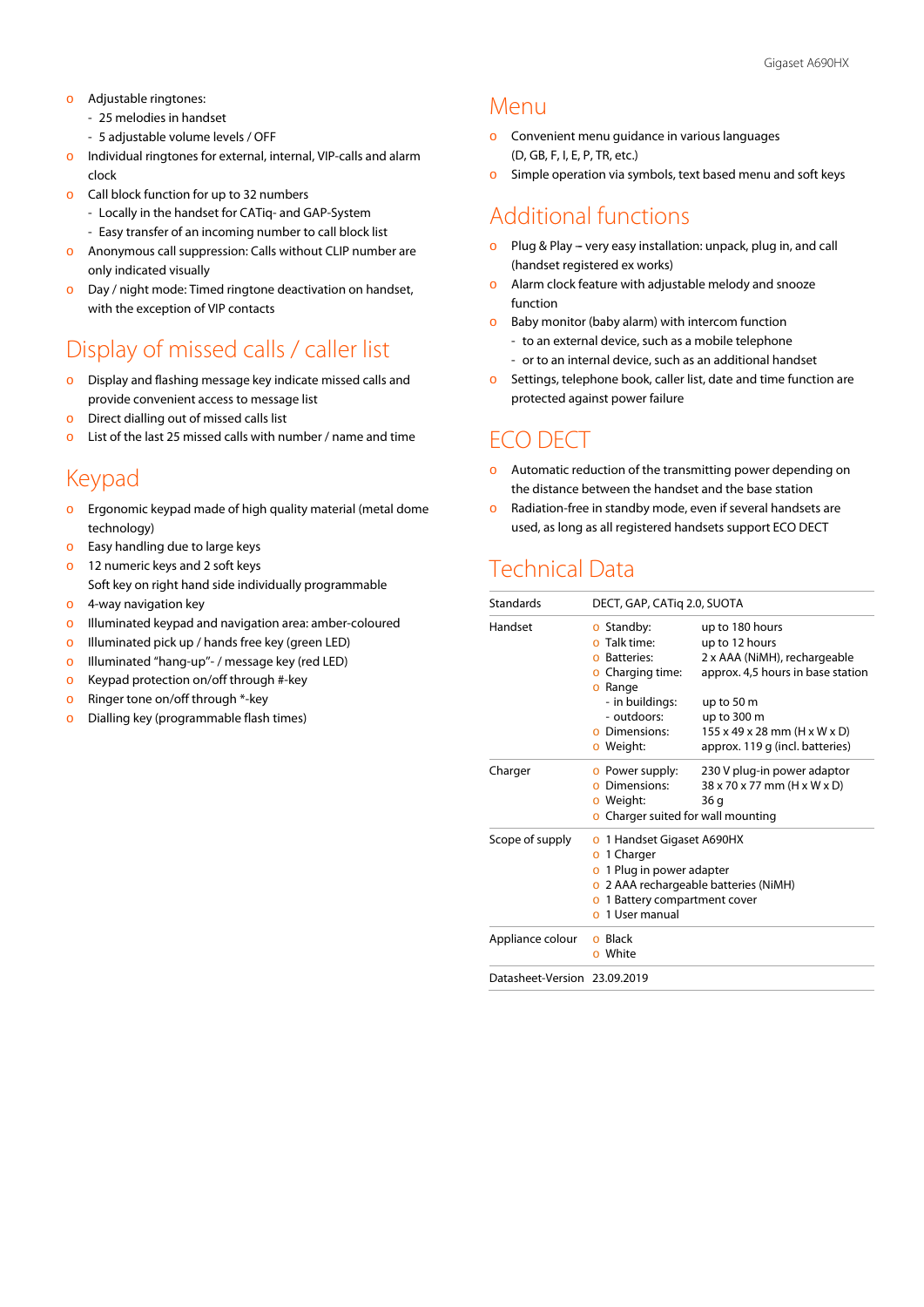- Adjustable ringtones:
  - 25 melodies in handset
  - 5 adjustable volume levels / OFF
- Individual ringtones for external, internal, VIP-calls and alarm clock
- Call block function for up to 32 numbers
  - Locally in the handset for CATiq- and GAP-System
  - Easy transfer of an incoming number to call block list
- Anonymous call suppression: Calls without CLIP number are only indicated visually
- Day / night mode: Timed ringtone deactivation on handset, with the exception of VIP contacts

## Display of missed calls / caller list

- Display and flashing message key indicate missed calls and provide convenient access to message list
- Direct dialling out of missed calls list
- List of the last 25 missed calls with number / name and time

## Keypad

- Ergonomic keypad made of high quality material (metal dome technology)
- Easy handling due to large keys
- 12 numeric keys and 2 soft keys
  Soft key on right hand side individually programmable
- 4-way navigation key
- Illuminated keypad and navigation area: amber-coloured
- Illuminated pick up / hands free key (green LED)
- Illuminated "hang-up"- / message key (red LED)
- Keypad protection on/off through #-key
- Ringer tone on/off through *-key
- Dialling key (programmable flash times)

## Menu

- Convenient menu guidance in various languages (D, GB, F, I, E, P, TR, etc.)
- Simple operation via symbols, text based menu and soft keys

## Additional functions

- Plug & Play – very easy installation: unpack, plug in, and call (handset registered ex works)
- Alarm clock feature with adjustable melody and snooze function
- Baby monitor (baby alarm) with intercom function
  - to an external device, such as a mobile telephone
  - or to an internal device, such as an additional handset
- Settings, telephone book, caller list, date and time function are protected against power failure

## ECO DECT

- Automatic reduction of the transmitting power depending on the distance between the handset and the base station
- Radiation-free in standby mode, even if several handsets are used, as long as all registered handsets support ECO DECT

## Technical Data

| | | |
|---|---|---|
| Standards | DECT, GAP, CATiq 2.0, SUOTA | |
| Handset | Standby: | up to 180 hours |
| | Talk time: | up to 12 hours |
| | Batteries: | 2 x AAA (NiMH), rechargeable |
| | Charging time: | approx. 4,5 hours in base station |
| | Range | |
| | - in buildings: | up to 50 m |
| | - outdoors: | up to 300 m |
| | Dimensions: | 155 x 49 x 28 mm (H x W x D) |
| | Weight: | approx. 119 g (incl. batteries) |
| Charger | Power supply: | 230 V plug-in power adaptor |
| | Dimensions: | 38 x 70 x 77 mm (H x W x D) |
| | Weight: | 36 g |
| | Charger suited for wall mounting | |
| Scope of supply | 1 Handset Gigaset A690HX | |
| | 1 Charger | |
| | 1 Plug in power adapter | |
| | 2 AAA rechargeable batteries (NiMH) | |
| | 1 Battery compartment cover | |
| | 1 User manual | |
| Appliance colour | Black | |
| | White | |
| Datasheet-Version | 23.09.2019 | |